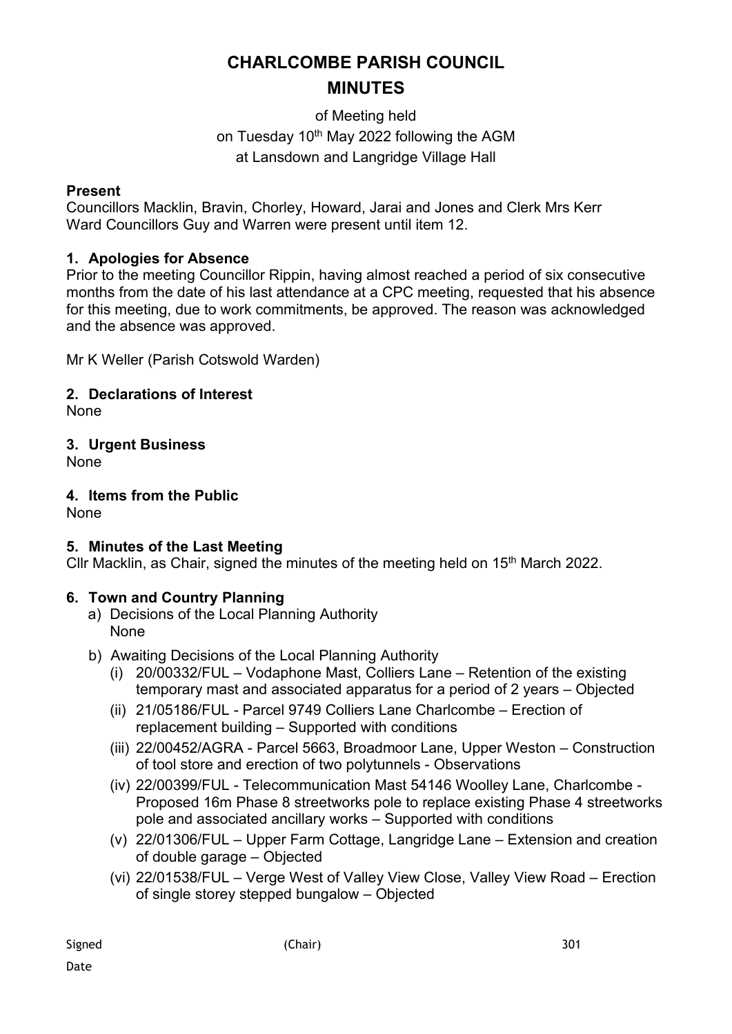# CHARLCOMBE PARISH COUNCIL

# MINUTES

of Meeting held
on Tuesday 10th May 2022 following the AGM
at Lansdown and Langridge Village Hall

**Present**
Councillors Macklin, Bravin, Chorley, Howard, Jarai and Jones and Clerk Mrs Kerr
Ward Councillors Guy and Warren were present until item 12.

### 1. Apologies for Absence

Prior to the meeting Councillor Rippin, having almost reached a period of six consecutive months from the date of his last attendance at a CPC meeting, requested that his absence for this meeting, due to work commitments, be approved. The reason was acknowledged and the absence was approved.

Mr K Weller (Parish Cotswold Warden)

### 2. Declarations of Interest

None

### 3. Urgent Business

None

### 4. Items from the Public

None

### 5. Minutes of the Last Meeting

Cllr Macklin, as Chair, signed the minutes of the meeting held on 15th March 2022.

### 6. Town and Country Planning

a) Decisions of the Local Planning Authority
   None

b) Awaiting Decisions of the Local Planning Authority
   (i) 20/00332/FUL – Vodaphone Mast, Colliers Lane – Retention of the existing temporary mast and associated apparatus for a period of 2 years – Objected
   (ii) 21/05186/FUL - Parcel 9749 Colliers Lane Charlcombe – Erection of replacement building – Supported with conditions
   (iii) 22/00452/AGRA - Parcel 5663, Broadmoor Lane, Upper Weston – Construction of tool store and erection of two polytunnels - Observations
   (iv) 22/00399/FUL - Telecommunication Mast 54146 Woolley Lane, Charlcombe - Proposed 16m Phase 8 streetworks pole to replace existing Phase 4 streetworks pole and associated ancillary works – Supported with conditions
   (v) 22/01306/FUL – Upper Farm Cottage, Langridge Lane – Extension and creation of double garage – Objected
   (vi) 22/01538/FUL – Verge West of Valley View Close, Valley View Road – Erection of single storey stepped bungalow – Objected

Signed (Chair)
Date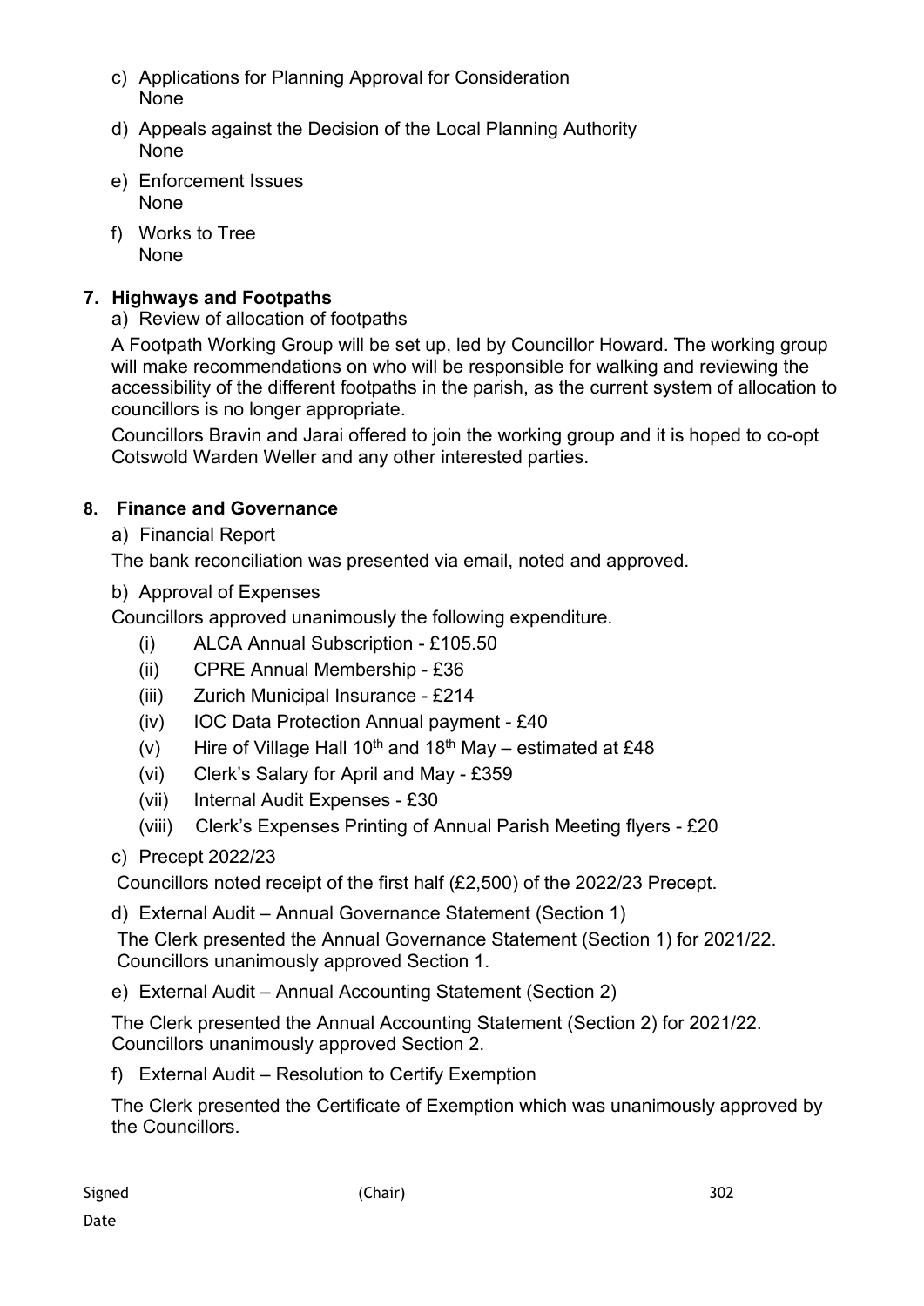c) Applications for Planning Approval for Consideration
None

d) Appeals against the Decision of the Local Planning Authority
None

e) Enforcement Issues
None

f) Works to Tree
None

## 7. Highways and Footpaths

a) Review of allocation of footpaths

A Footpath Working Group will be set up, led by Councillor Howard. The working group will make recommendations on who will be responsible for walking and reviewing the accessibility of the different footpaths in the parish, as the current system of allocation to councillors is no longer appropriate.

Councillors Bravin and Jarai offered to join the working group and it is hoped to co-opt Cotswold Warden Weller and any other interested parties.

## 8. Finance and Governance

a) Financial Report

The bank reconciliation was presented via email, noted and approved.

b) Approval of Expenses

Councillors approved unanimously the following expenditure.

(i) ALCA Annual Subscription - £105.50
(ii) CPRE Annual Membership - £36
(iii) Zurich Municipal Insurance - £214
(iv) IOC Data Protection Annual payment - £40
(v) Hire of Village Hall 10th and 18th May – estimated at £48
(vi) Clerk's Salary for April and May - £359
(vii) Internal Audit Expenses - £30
(viii) Clerk's Expenses Printing of Annual Parish Meeting flyers - £20

c) Precept 2022/23

Councillors noted receipt of the first half (£2,500) of the 2022/23 Precept.

d) External Audit – Annual Governance Statement (Section 1)

The Clerk presented the Annual Governance Statement (Section 1) for 2021/22. Councillors unanimously approved Section 1.

e) External Audit – Annual Accounting Statement (Section 2)

The Clerk presented the Annual Accounting Statement (Section 2) for 2021/22. Councillors unanimously approved Section 2.

f) External Audit – Resolution to Certify Exemption

The Clerk presented the Certificate of Exemption which was unanimously approved by the Councillors.

Signed (Chair)

Date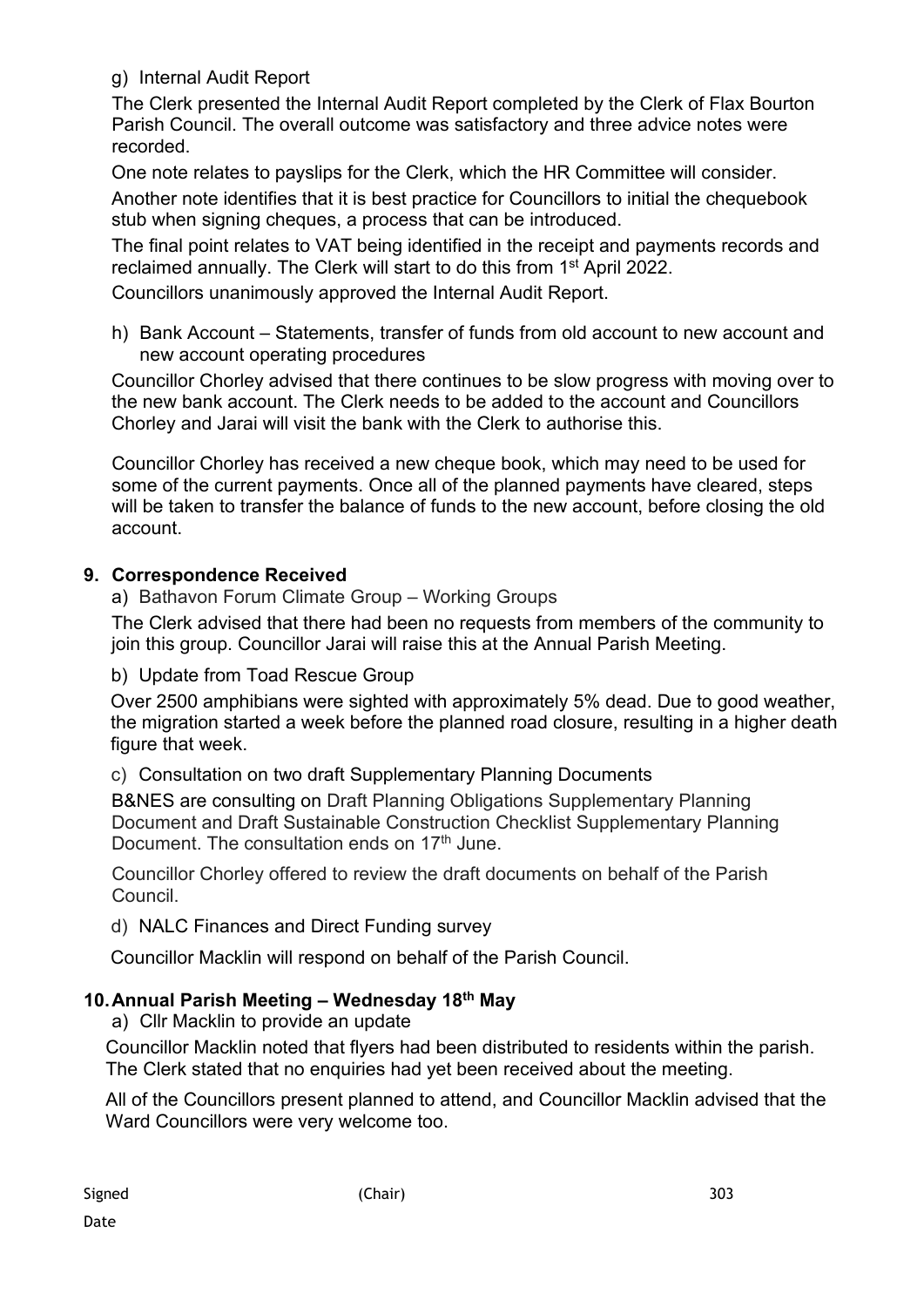g) Internal Audit Report

The Clerk presented the Internal Audit Report completed by the Clerk of Flax Bourton Parish Council. The overall outcome was satisfactory and three advice notes were recorded.

One note relates to payslips for the Clerk, which the HR Committee will consider.

Another note identifies that it is best practice for Councillors to initial the chequebook stub when signing cheques, a process that can be introduced.

The final point relates to VAT being identified in the receipt and payments records and reclaimed annually. The Clerk will start to do this from 1st April 2022.

Councillors unanimously approved the Internal Audit Report.

h) Bank Account – Statements, transfer of funds from old account to new account and new account operating procedures

Councillor Chorley advised that there continues to be slow progress with moving over to the new bank account. The Clerk needs to be added to the account and Councillors Chorley and Jarai will visit the bank with the Clerk to authorise this.

Councillor Chorley has received a new cheque book, which may need to be used for some of the current payments. Once all of the planned payments have cleared, steps will be taken to transfer the balance of funds to the new account, before closing the old account.

## 9. Correspondence Received

a) Bathavon Forum Climate Group – Working Groups

The Clerk advised that there had been no requests from members of the community to join this group. Councillor Jarai will raise this at the Annual Parish Meeting.

b) Update from Toad Rescue Group

Over 2500 amphibians were sighted with approximately 5% dead. Due to good weather, the migration started a week before the planned road closure, resulting in a higher death figure that week.

c) Consultation on two draft Supplementary Planning Documents

B&NES are consulting on Draft Planning Obligations Supplementary Planning Document and Draft Sustainable Construction Checklist Supplementary Planning Document. The consultation ends on 17th June.

Councillor Chorley offered to review the draft documents on behalf of the Parish Council.

d) NALC Finances and Direct Funding survey

Councillor Macklin will respond on behalf of the Parish Council.

## 10. Annual Parish Meeting – Wednesday 18th May

a) Cllr Macklin to provide an update

Councillor Macklin noted that flyers had been distributed to residents within the parish. The Clerk stated that no enquiries had yet been received about the meeting.

All of the Councillors present planned to attend, and Councillor Macklin advised that the Ward Councillors were very welcome too.

Signed (Chair)

Date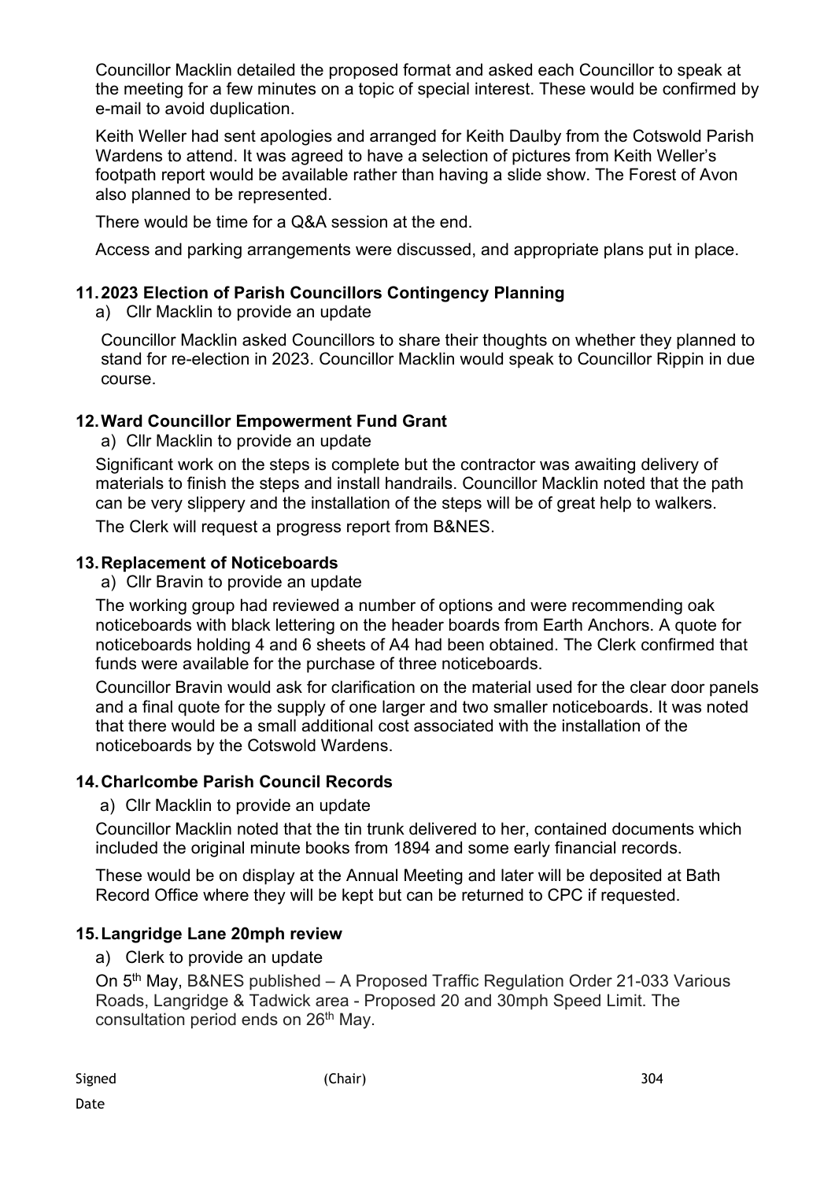Councillor Macklin detailed the proposed format and asked each Councillor to speak at the meeting for a few minutes on a topic of special interest. These would be confirmed by e-mail to avoid duplication.

Keith Weller had sent apologies and arranged for Keith Daulby from the Cotswold Parish Wardens to attend. It was agreed to have a selection of pictures from Keith Weller's footpath report would be available rather than having a slide show. The Forest of Avon also planned to be represented.

There would be time for a Q&A session at the end.

Access and parking arrangements were discussed, and appropriate plans put in place.

## 11. 2023 Election of Parish Councillors Contingency Planning

a) Cllr Macklin to provide an update

Councillor Macklin asked Councillors to share their thoughts on whether they planned to stand for re-election in 2023. Councillor Macklin would speak to Councillor Rippin in due course.

## 12. Ward Councillor Empowerment Fund Grant

a) Cllr Macklin to provide an update

Significant work on the steps is complete but the contractor was awaiting delivery of materials to finish the steps and install handrails. Councillor Macklin noted that the path can be very slippery and the installation of the steps will be of great help to walkers.

The Clerk will request a progress report from B&NES.

## 13. Replacement of Noticeboards

a) Cllr Bravin to provide an update

The working group had reviewed a number of options and were recommending oak noticeboards with black lettering on the header boards from Earth Anchors. A quote for noticeboards holding 4 and 6 sheets of A4 had been obtained. The Clerk confirmed that funds were available for the purchase of three noticeboards.

Councillor Bravin would ask for clarification on the material used for the clear door panels and a final quote for the supply of one larger and two smaller noticeboards. It was noted that there would be a small additional cost associated with the installation of the noticeboards by the Cotswold Wardens.

## 14. Charlcombe Parish Council Records

a) Cllr Macklin to provide an update

Councillor Macklin noted that the tin trunk delivered to her, contained documents which included the original minute books from 1894 and some early financial records.

These would be on display at the Annual Meeting and later will be deposited at Bath Record Office where they will be kept but can be returned to CPC if requested.

## 15. Langridge Lane 20mph review

a) Clerk to provide an update

On 5th May, B&NES published – A Proposed Traffic Regulation Order 21-033 Various Roads, Langridge & Tadwick area - Proposed 20 and 30mph Speed Limit. The consultation period ends on 26th May.

Signed (Chair)

Date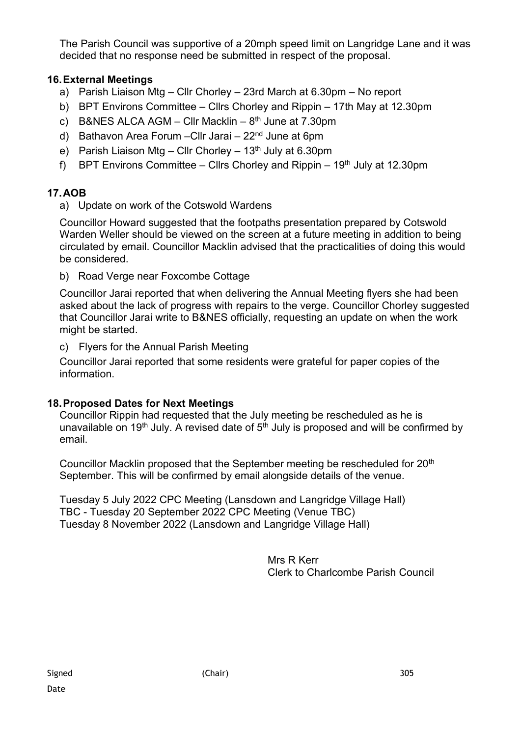The Parish Council was supportive of a 20mph speed limit on Langridge Lane and it was decided that no response need be submitted in respect of the proposal.

## 16. External Meetings

a) Parish Liaison Mtg – Cllr Chorley – 23rd March at 6.30pm – No report
b) BPT Environs Committee – Cllrs Chorley and Rippin – 17th May at 12.30pm
c) B&NES ALCA AGM – Cllr Macklin – 8th June at 7.30pm
d) Bathavon Area Forum –Cllr Jarai – 22nd June at 6pm
e) Parish Liaison Mtg – Cllr Chorley – 13th July at 6.30pm
f) BPT Environs Committee – Cllrs Chorley and Rippin – 19th July at 12.30pm

## 17. AOB

a) Update on work of the Cotswold Wardens

Councillor Howard suggested that the footpaths presentation prepared by Cotswold Warden Weller should be viewed on the screen at a future meeting in addition to being circulated by email. Councillor Macklin advised that the practicalities of doing this would be considered.

b) Road Verge near Foxcombe Cottage

Councillor Jarai reported that when delivering the Annual Meeting flyers she had been asked about the lack of progress with repairs to the verge. Councillor Chorley suggested that Councillor Jarai write to B&NES officially, requesting an update on when the work might be started.

c) Flyers for the Annual Parish Meeting

Councillor Jarai reported that some residents were grateful for paper copies of the information.

## 18. Proposed Dates for Next Meetings

Councillor Rippin had requested that the July meeting be rescheduled as he is unavailable on 19th July. A revised date of 5th July is proposed and will be confirmed by email.

Councillor Macklin proposed that the September meeting be rescheduled for 20th September. This will be confirmed by email alongside details of the venue.

Tuesday 5 July 2022 CPC Meeting (Lansdown and Langridge Village Hall)
TBC - Tuesday 20 September 2022 CPC Meeting (Venue TBC)
Tuesday 8 November 2022 (Lansdown and Langridge Village Hall)

Mrs R Kerr
Clerk to Charlcombe Parish Council

Signed (Chair)
Date